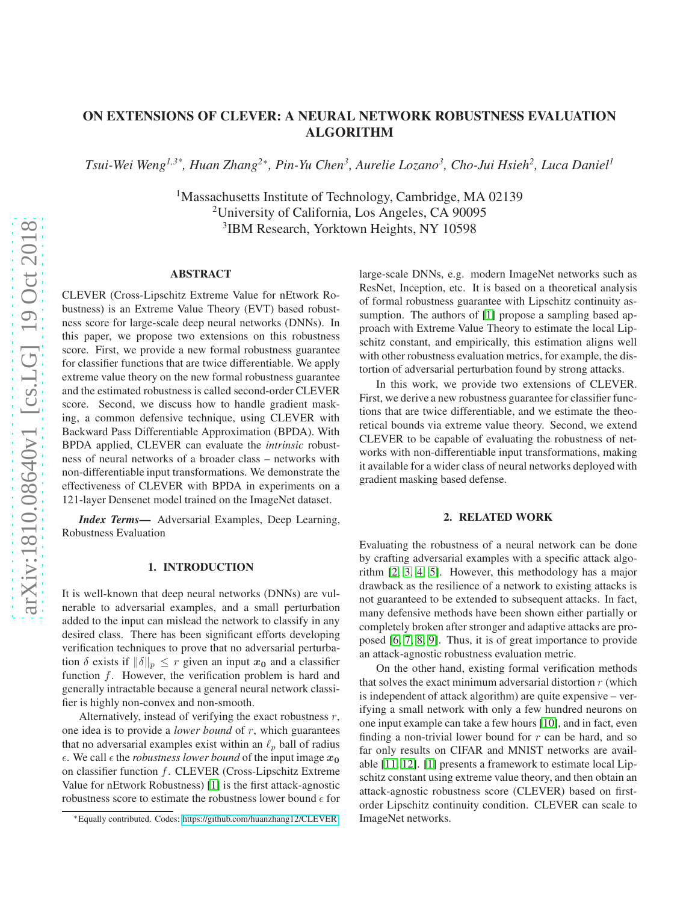# ON EXTENSIONS OF CLEVER: A NEURAL NETWORK ROBUSTNESS EVALUATION ALGORITHM

*Tsui-Wei Weng[1,3*], Huan Zhang[2*], Pin-Yu Chen[3], Aurelie Lozano[3], Cho-Jui Hsieh[2], Luca Daniel[1]*

[1]Massachusetts Institute of Technology, Cambridge, MA 02139
[2]University of California, Los Angeles, CA 90095
[3]IBM Research, Yorktown Heights, NY 10598

## ABSTRACT

CLEVER (Cross-Lipschitz Extreme Value for nEtwork Robustness) is an Extreme Value Theory (EVT) based robustness score for large-scale deep neural networks (DNNs). In this paper, we propose two extensions on this robustness score. First, we provide a new formal robustness guarantee for classifier functions that are twice differentiable. We apply extreme value theory on the new formal robustness guarantee and the estimated robustness is called second-order CLEVER score. Second, we discuss how to handle gradient masking, a common defensive technique, using CLEVER with Backward Pass Differentiable Approximation (BPDA). With BPDA applied, CLEVER can evaluate the *intrinsic* robustness of neural networks of a broader class – networks with non-differentiable input transformations. We demonstrate the effectiveness of CLEVER with BPDA in experiments on a 121-layer Densenet model trained on the ImageNet dataset.

***Index Terms*—** Adversarial Examples, Deep Learning, Robustness Evaluation

## 1. INTRODUCTION

It is well-known that deep neural networks (DNNs) are vulnerable to adversarial examples, and a small perturbation added to the input can mislead the network to classify in any desired class. There has been significant efforts developing verification techniques to prove that no adversarial perturbation $\delta$ exists if $\|\delta\|_p \leq r$ given an input $\boldsymbol{x_0}$ and a classifier function $f$. However, the verification problem is hard and generally intractable because a general neural network classifier is highly non-convex and non-smooth.

Alternatively, instead of verifying the exact robustness $r$, one idea is to provide a *lower bound* of $r$, which guarantees that no adversarial examples exist within an $\ell_p$ ball of radius $\epsilon$. We call $\epsilon$ the *robustness lower bound* of the input image $\boldsymbol{x_0}$ on classifier function $f$. CLEVER (Cross-Lipschitz Extreme Value for nEtwork Robustness) [1] is the first attack-agnostic robustness score to estimate the robustness lower bound $\epsilon$ for large-scale DNNs, e.g. modern ImageNet networks such as ResNet, Inception, etc. It is based on a theoretical analysis of formal robustness guarantee with Lipschitz continuity assumption. The authors of [1] propose a sampling based approach with Extreme Value Theory to estimate the local Lipschitz constant, and empirically, this estimation aligns well with other robustness evaluation metrics, for example, the distortion of adversarial perturbation found by strong attacks.

In this work, we provide two extensions of CLEVER. First, we derive a new robustness guarantee for classifier functions that are twice differentiable, and we estimate the theoretical bounds via extreme value theory. Second, we extend CLEVER to be capable of evaluating the robustness of networks with non-differentiable input transformations, making it available for a wider class of neural networks deployed with gradient masking based defense.

## 2. RELATED WORK

Evaluating the robustness of a neural network can be done by crafting adversarial examples with a specific attack algorithm [2, 3, 4, 5]. However, this methodology has a major drawback as the resilience of a network to existing attacks is not guaranteed to be extended to subsequent attacks. In fact, many defensive methods have been shown either partially or completely broken after stronger and adaptive attacks are proposed [6, 7, 8, 9]. Thus, it is of great importance to provide an attack-agnostic robustness evaluation metric.

On the other hand, existing formal verification methods that solves the exact minimum adversarial distortion $r$ (which is independent of attack algorithm) are quite expensive – verifying a small network with only a few hundred neurons on one input example can take a few hours [10], and in fact, even finding a non-trivial lower bound for $r$ can be hard, and so far only results on CIFAR and MNIST networks are available [11, 12]. [1] presents a framework to estimate local Lipschitz constant using extreme value theory, and then obtain an attack-agnostic robustness score (CLEVER) based on first-order Lipschitz continuity condition. CLEVER can scale to ImageNet networks.

*Equally contributed. Codes: https://github.com/huanzhang12/CLEVER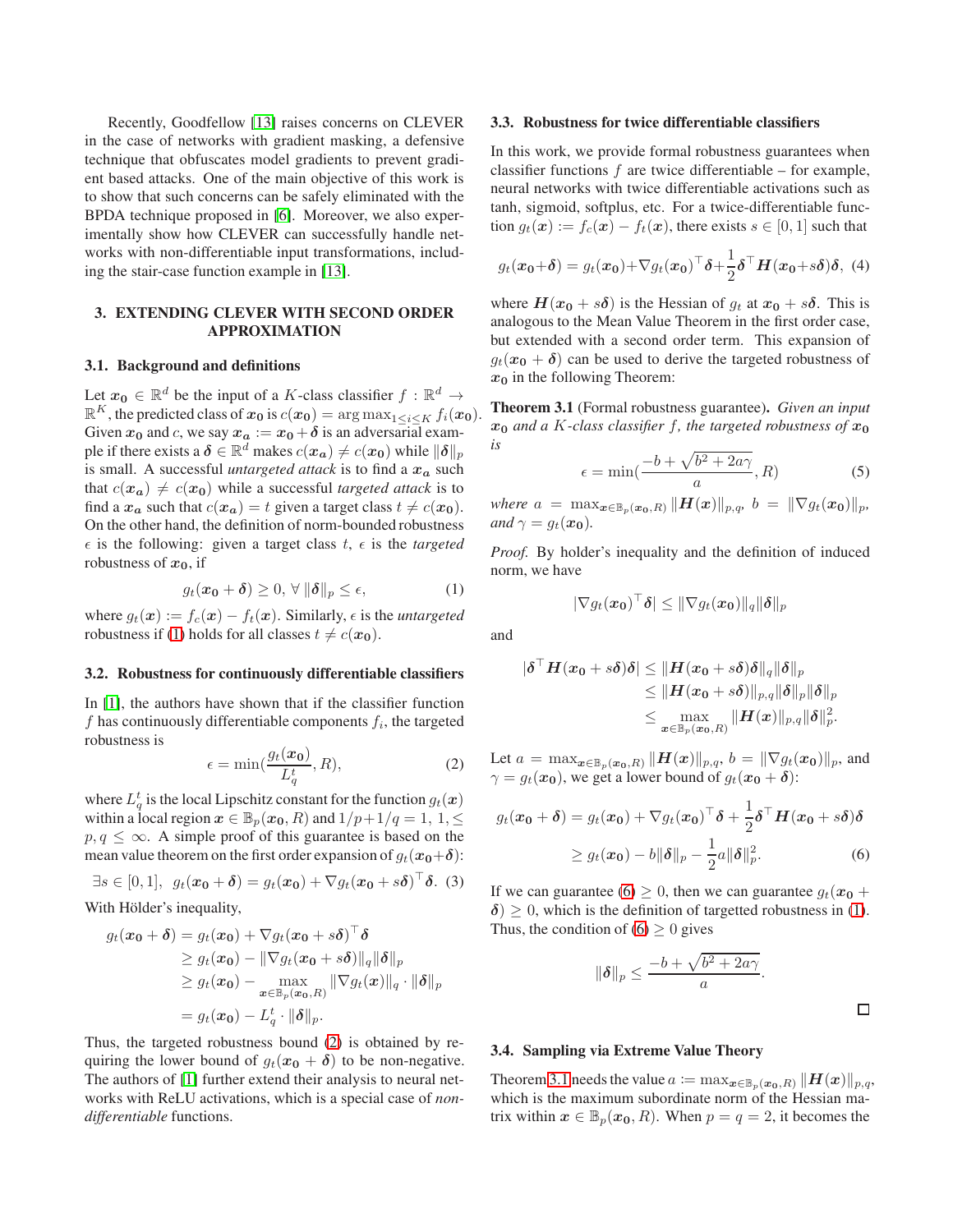Recently, Goodfellow [13] raises concerns on CLEVER in the case of networks with gradient masking, a defensive technique that obfuscates model gradients to prevent gradient based attacks. One of the main objective of this work is to show that such concerns can be safely eliminated with the BPDA technique proposed in [6]. Moreover, we also experimentally show how CLEVER can successfully handle networks with non-differentiable input transformations, including the stair-case function example in [13].

## 3. EXTENDING CLEVER WITH SECOND ORDER APPROXIMATION

### 3.1. Background and definitions

Let $\boldsymbol{x_0} \in \mathbb{R}^d$ be the input of a $K$-class classifier $f : \mathbb{R}^d \to \mathbb{R}^K$, the predicted class of $\boldsymbol{x_0}$ is $c(\boldsymbol{x_0}) = \arg\max_{1 \leq i \leq K} f_i(\boldsymbol{x_0})$. Given $\boldsymbol{x_0}$ and $c$, we say $\boldsymbol{x_a} := \boldsymbol{x_0} + \boldsymbol{\delta}$ is an adversarial example if there exists a $\boldsymbol{\delta} \in \mathbb{R}^d$ makes $c(\boldsymbol{x_a}) \neq c(\boldsymbol{x_0})$ while $\|\boldsymbol{\delta}\|_p$ is small. A successful *untargeted attack* is to find a $\boldsymbol{x_a}$ such that $c(\boldsymbol{x_a}) \neq c(\boldsymbol{x_0})$ while a successful *targeted attack* is to find a $\boldsymbol{x_a}$ such that $c(\boldsymbol{x_a}) = t$ given a target class $t \neq c(\boldsymbol{x_0})$. On the other hand, the definition of norm-bounded robustness $\epsilon$ is the following: given a target class $t$, $\epsilon$ is the *targeted* robustness of $\boldsymbol{x_0}$, if

$$g_t(\boldsymbol{x_0} + \boldsymbol{\delta}) \geq 0, \; \forall \; \|\boldsymbol{\delta}\|_p \leq \epsilon, \tag{1}$$

where $g_t(\boldsymbol{x}) := f_c(\boldsymbol{x}) - f_t(\boldsymbol{x})$. Similarly, $\epsilon$ is the *untargeted* robustness if (1) holds for all classes $t \neq c(\boldsymbol{x_0})$.

### 3.2. Robustness for continuously differentiable classifiers

In [1], the authors have shown that if the classifier function $f$ has continuously differentiable components $f_i$, the targeted robustness is

$$\epsilon = \min(\frac{g_t(\boldsymbol{x_0})}{L_q^t}, R), \tag{2}$$

where $L_q^t$ is the local Lipschitz constant for the function $g_t(\boldsymbol{x})$ within a local region $\boldsymbol{x} \in \mathbb{B}_p(\boldsymbol{x_0}, R)$ and $1/p + 1/q = 1$, $1, \leq p, q \leq \infty$. A simple proof of this guarantee is based on the mean value theorem on the first order expansion of $g_t(\boldsymbol{x_0} + \boldsymbol{\delta})$:

$$\exists s \in [0, 1], \;\; g_t(\boldsymbol{x_0} + \boldsymbol{\delta}) = g_t(\boldsymbol{x_0}) + \nabla g_t(\boldsymbol{x_0} + s\boldsymbol{\delta})^\top \boldsymbol{\delta}. \tag{3}$$

With Hölder's inequality,

$$\begin{aligned} g_t(\boldsymbol{x_0} + \boldsymbol{\delta}) &= g_t(\boldsymbol{x_0}) + \nabla g_t(\boldsymbol{x_0} + s\boldsymbol{\delta})^\top \boldsymbol{\delta} \\ &\geq g_t(\boldsymbol{x_0}) - \|\nabla g_t(\boldsymbol{x_0} + s\boldsymbol{\delta})\|_q \|\boldsymbol{\delta}\|_p \\ &\geq g_t(\boldsymbol{x_0}) - \max_{\boldsymbol{x} \in \mathbb{B}_p(\boldsymbol{x_0}, R)} \|\nabla g_t(\boldsymbol{x})\|_q \cdot \|\boldsymbol{\delta}\|_p \\ &= g_t(\boldsymbol{x_0}) - L_q^t \cdot \|\boldsymbol{\delta}\|_p. \end{aligned}$$

Thus, the targeted robustness bound (2) is obtained by requiring the lower bound of $g_t(\boldsymbol{x_0} + \boldsymbol{\delta})$ to be non-negative. The authors of [1] further extend their analysis to neural networks with ReLU activations, which is a special case of *non-differentiable* functions.

### 3.3. Robustness for twice differentiable classifiers

In this work, we provide formal robustness guarantees when classifier functions $f$ are twice differentiable – for example, neural networks with twice differentiable activations such as tanh, sigmoid, softplus, etc. For a twice-differentiable function $g_t(\boldsymbol{x}) := f_c(\boldsymbol{x}) - f_t(\boldsymbol{x})$, there exists $s \in [0, 1]$ such that

$$g_t(\boldsymbol{x_0} + \boldsymbol{\delta}) = g_t(\boldsymbol{x_0}) + \nabla g_t(\boldsymbol{x_0})^\top \boldsymbol{\delta} + \frac{1}{2}\boldsymbol{\delta}^\top \boldsymbol{H}(\boldsymbol{x_0} + s\boldsymbol{\delta})\boldsymbol{\delta}, \tag{4}$$

where $\boldsymbol{H}(\boldsymbol{x_0} + s\boldsymbol{\delta})$ is the Hessian of $g_t$ at $\boldsymbol{x_0} + s\boldsymbol{\delta}$. This is analogous to the Mean Value Theorem in the first order case, but extended with a second order term. This expansion of $g_t(\boldsymbol{x_0} + \boldsymbol{\delta})$ can be used to derive the targeted robustness of $\boldsymbol{x_0}$ in the following Theorem:

**Theorem 3.1** (Formal robustness guarantee)**.** *Given an input $\boldsymbol{x_0}$ and a $K$-class classifier $f$, the targeted robustness of $\boldsymbol{x_0}$ is*

$$\epsilon = \min(\frac{-b + \sqrt{b^2 + 2a\gamma}}{a}, R) \tag{5}$$

*where $a = \max_{\boldsymbol{x} \in \mathbb{B}_p(\boldsymbol{x_0}, R)} \|\boldsymbol{H}(\boldsymbol{x})\|_{p,q}$, $b = \|\nabla g_t(\boldsymbol{x_0})\|_p$, and $\gamma = g_t(\boldsymbol{x_0})$.*

*Proof.* By holder's inequality and the definition of induced norm, we have

$$|\nabla g_t(\boldsymbol{x_0})^\top \boldsymbol{\delta}| \leq \|\nabla g_t(\boldsymbol{x_0})\|_q \|\boldsymbol{\delta}\|_p$$

and

$$\begin{aligned} |\boldsymbol{\delta}^\top \boldsymbol{H}(\boldsymbol{x_0} + s\boldsymbol{\delta})\boldsymbol{\delta}| &\leq \|\boldsymbol{H}(\boldsymbol{x_0} + s\boldsymbol{\delta})\boldsymbol{\delta}\|_q \|\boldsymbol{\delta}\|_p \\ &\leq \|\boldsymbol{H}(\boldsymbol{x_0} + s\boldsymbol{\delta})\|_{p,q} \|\boldsymbol{\delta}\|_p \|\boldsymbol{\delta}\|_p \\ &\leq \max_{\boldsymbol{x} \in \mathbb{B}_p(\boldsymbol{x_0}, R)} \|\boldsymbol{H}(\boldsymbol{x})\|_{p,q} \|\boldsymbol{\delta}\|_p^2. \end{aligned}$$

Let $a = \max_{\boldsymbol{x} \in \mathbb{B}_p(\boldsymbol{x_0}, R)} \|\boldsymbol{H}(\boldsymbol{x})\|_{p,q}$, $b = \|\nabla g_t(\boldsymbol{x_0})\|_p$, and $\gamma = g_t(\boldsymbol{x_0})$, we get a lower bound of $g_t(\boldsymbol{x_0} + \boldsymbol{\delta})$:

$$\begin{aligned} g_t(\boldsymbol{x_0} + \boldsymbol{\delta}) &= g_t(\boldsymbol{x_0}) + \nabla g_t(\boldsymbol{x_0})^\top \boldsymbol{\delta} + \frac{1}{2}\boldsymbol{\delta}^\top \boldsymbol{H}(\boldsymbol{x_0} + s\boldsymbol{\delta})\boldsymbol{\delta} \\ &\geq g_t(\boldsymbol{x_0}) - b\|\boldsymbol{\delta}\|_p - \frac{1}{2}a\|\boldsymbol{\delta}\|_p^2. \end{aligned} \tag{6}$$

If we can guarantee (6) $\geq 0$, then we can guarantee $g_t(\boldsymbol{x_0} + \boldsymbol{\delta}) \geq 0$, which is the definition of targetted robustness in (1). Thus, the condition of (6) $\geq 0$ gives

$$\|\boldsymbol{\delta}\|_p \leq \frac{-b + \sqrt{b^2 + 2a\gamma}}{a}.$$

□

### 3.4. Sampling via Extreme Value Theory

Theorem 3.1 needs the value $a := \max_{\boldsymbol{x} \in \mathbb{B}_p(\boldsymbol{x_0}, R)} \|\boldsymbol{H}(\boldsymbol{x})\|_{p,q}$, which is the maximum subordinate norm of the Hessian matrix within $\boldsymbol{x} \in \mathbb{B}_p(\boldsymbol{x_0}, R)$. When $p = q = 2$, it becomes the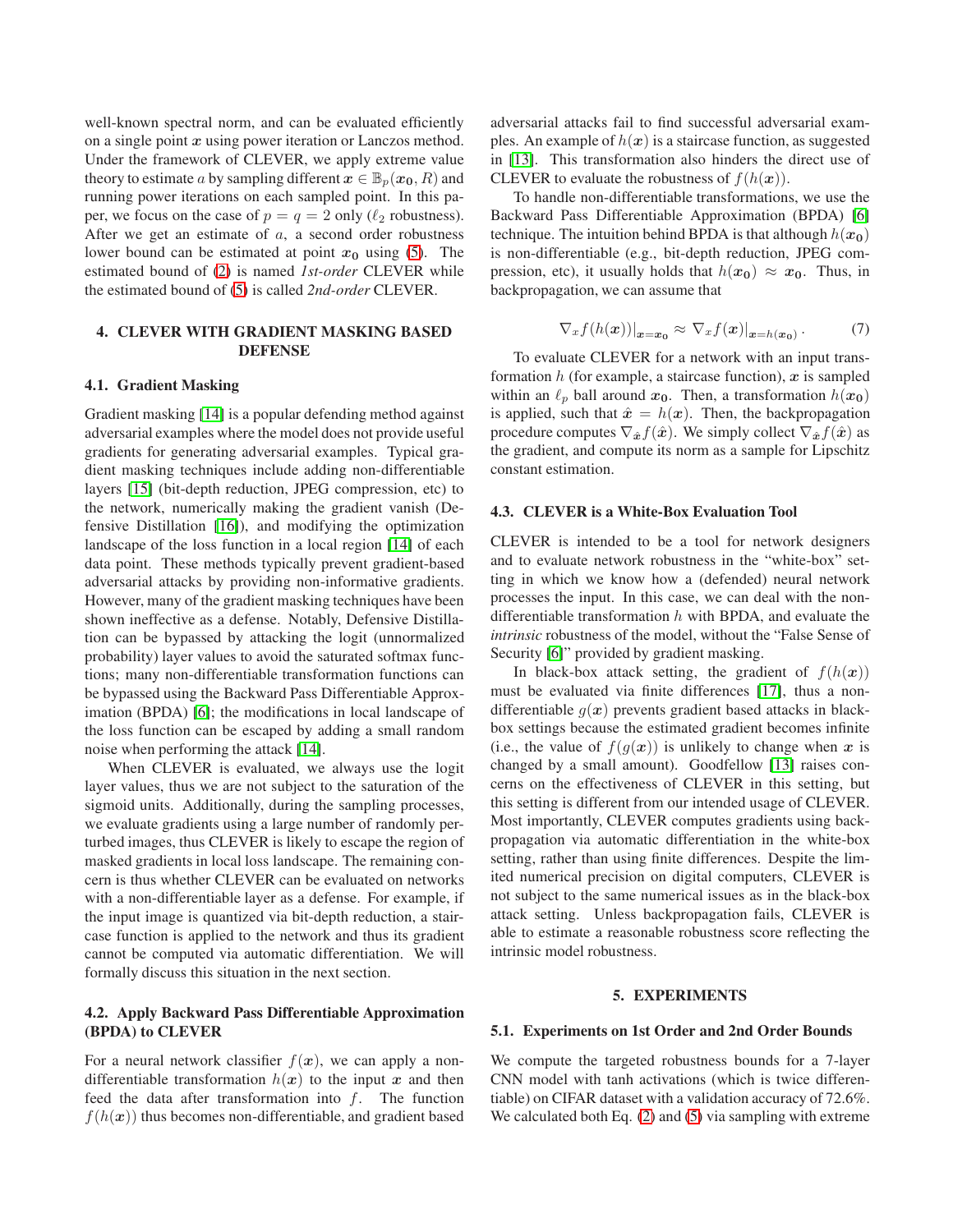well-known spectral norm, and can be evaluated efficiently on a single point $\boldsymbol{x}$ using power iteration or Lanczos method. Under the framework of CLEVER, we apply extreme value theory to estimate $a$ by sampling different $\boldsymbol{x} \in \mathbb{B}_p(\boldsymbol{x_0}, R)$ and running power iterations on each sampled point. In this paper, we focus on the case of $p = q = 2$ only ($\ell_2$ robustness). After we get an estimate of $a$, a second order robustness lower bound can be estimated at point $\boldsymbol{x_0}$ using (5). The estimated bound of (2) is named *1st-order* CLEVER while the estimated bound of (5) is called *2nd-order* CLEVER.

## 4. CLEVER WITH GRADIENT MASKING BASED DEFENSE

### 4.1. Gradient Masking

Gradient masking [14] is a popular defending method against adversarial examples where the model does not provide useful gradients for generating adversarial examples. Typical gradient masking techniques include adding non-differentiable layers [15] (bit-depth reduction, JPEG compression, etc) to the network, numerically making the gradient vanish (Defensive Distillation [16]), and modifying the optimization landscape of the loss function in a local region [14] of each data point. These methods typically prevent gradient-based adversarial attacks by providing non-informative gradients. However, many of the gradient masking techniques have been shown ineffective as a defense. Notably, Defensive Distillation can be bypassed by attacking the logit (unnormalized probability) layer values to avoid the saturated softmax functions; many non-differentiable transformation functions can be bypassed using the Backward Pass Differentiable Approximation (BPDA) [6]; the modifications in local landscape of the loss function can be escaped by adding a small random noise when performing the attack [14].

When CLEVER is evaluated, we always use the logit layer values, thus we are not subject to the saturation of the sigmoid units. Additionally, during the sampling processes, we evaluate gradients using a large number of randomly perturbed images, thus CLEVER is likely to escape the region of masked gradients in local loss landscape. The remaining concern is thus whether CLEVER can be evaluated on networks with a non-differentiable layer as a defense. For example, if the input image is quantized via bit-depth reduction, a staircase function is applied to the network and thus its gradient cannot be computed via automatic differentiation. We will formally discuss this situation in the next section.

### 4.2. Apply Backward Pass Differentiable Approximation (BPDA) to CLEVER

For a neural network classifier $f(\boldsymbol{x})$, we can apply a non-differentiable transformation $h(\boldsymbol{x})$ to the input $\boldsymbol{x}$ and then feed the data after transformation into $f$. The function $f(h(\boldsymbol{x}))$ thus becomes non-differentiable, and gradient based adversarial attacks fail to find successful adversarial examples. An example of $h(\boldsymbol{x})$ is a staircase function, as suggested in [13]. This transformation also hinders the direct use of CLEVER to evaluate the robustness of $f(h(\boldsymbol{x}))$.

To handle non-differentiable transformations, we use the Backward Pass Differentiable Approximation (BPDA) [6] technique. The intuition behind BPDA is that although $h(\boldsymbol{x_0})$ is non-differentiable (e.g., bit-depth reduction, JPEG compression, etc), it usually holds that $h(\boldsymbol{x_0}) \approx \boldsymbol{x_0}$. Thus, in backpropagation, we can assume that

$$\nabla_x f(h(\boldsymbol{x}))|_{\boldsymbol{x}=\boldsymbol{x_0}} \approx \nabla_x f(\boldsymbol{x})|_{\boldsymbol{x}=h(\boldsymbol{x_0})} . \tag{7}$$

To evaluate CLEVER for a network with an input transformation $h$ (for example, a staircase function), $\boldsymbol{x}$ is sampled within an $\ell_p$ ball around $\boldsymbol{x_0}$. Then, a transformation $h(\boldsymbol{x_0})$ is applied, such that $\hat{\boldsymbol{x}} = h(\boldsymbol{x})$. Then, the backpropagation procedure computes $\nabla_{\hat{\boldsymbol{x}}} f(\hat{\boldsymbol{x}})$. We simply collect $\nabla_{\hat{\boldsymbol{x}}} f(\hat{\boldsymbol{x}})$ as the gradient, and compute its norm as a sample for Lipschitz constant estimation.

### 4.3. CLEVER is a White-Box Evaluation Tool

CLEVER is intended to be a tool for network designers and to evaluate network robustness in the "white-box" setting in which we know how a (defended) neural network processes the input. In this case, we can deal with the non-differentiable transformation $h$ with BPDA, and evaluate the *intrinsic* robustness of the model, without the "False Sense of Security [6]" provided by gradient masking.

In black-box attack setting, the gradient of $f(h(\boldsymbol{x}))$ must be evaluated via finite differences [17], thus a non-differentiable $g(\boldsymbol{x})$ prevents gradient based attacks in black-box settings because the estimated gradient becomes infinite (i.e., the value of $f(g(\boldsymbol{x}))$ is unlikely to change when $\boldsymbol{x}$ is changed by a small amount). Goodfellow [13] raises concerns on the effectiveness of CLEVER in this setting, but this setting is different from our intended usage of CLEVER. Most importantly, CLEVER computes gradients using backpropagation via automatic differentiation in the white-box setting, rather than using finite differences. Despite the limited numerical precision on digital computers, CLEVER is not subject to the same numerical issues as in the black-box attack setting. Unless backpropagation fails, CLEVER is able to estimate a reasonable robustness score reflecting the intrinsic model robustness.

## 5. EXPERIMENTS

### 5.1. Experiments on 1st Order and 2nd Order Bounds

We compute the targeted robustness bounds for a 7-layer CNN model with tanh activations (which is twice differentiable) on CIFAR dataset with a validation accuracy of 72.6%. We calculated both Eq. (2) and (5) via sampling with extreme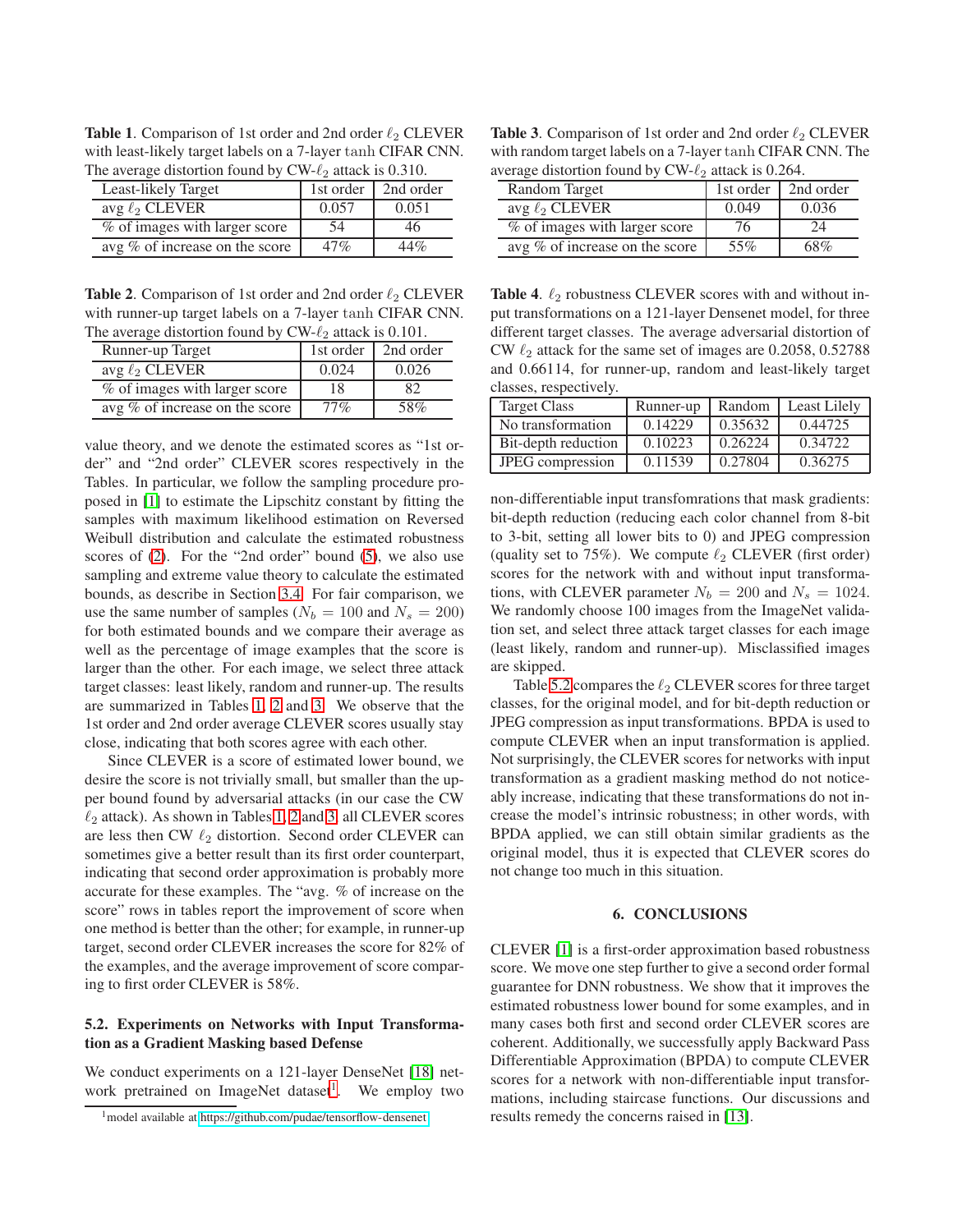**Table 1**. Comparison of 1st order and 2nd order $\ell_2$ CLEVER with least-likely target labels on a 7-layer $\tanh$ CIFAR CNN. The average distortion found by CW-$\ell_2$ attack is 0.310.

| Least-likely Target | 1st order | 2nd order |
|---|---|---|
| avg $\ell_2$ CLEVER | 0.057 | 0.051 |
| % of images with larger score | 54 | 46 |
| avg % of increase on the score | 47% | 44% |

**Table 2**. Comparison of 1st order and 2nd order $\ell_2$ CLEVER with runner-up target labels on a 7-layer $\tanh$ CIFAR CNN. The average distortion found by CW-$\ell_2$ attack is 0.101.

| Runner-up Target | 1st order | 2nd order |
|---|---|---|
| avg $\ell_2$ CLEVER | 0.024 | 0.026 |
| % of images with larger score | 18 | 82 |
| avg % of increase on the score | 77% | 58% |

value theory, and we denote the estimated scores as "1st order" and "2nd order" CLEVER scores respectively in the Tables. In particular, we follow the sampling procedure proposed in [1] to estimate the Lipschitz constant by fitting the samples with maximum likelihood estimation on Reversed Weibull distribution and calculate the estimated robustness scores of (2). For the "2nd order" bound (5), we also use sampling and extreme value theory to calculate the estimated bounds, as describe in Section 3.4. For fair comparison, we use the same number of samples ($N_b = 100$ and $N_s = 200$) for both estimated bounds and we compare their average as well as the percentage of image examples that the score is larger than the other. For each image, we select three attack target classes: least likely, random and runner-up. The results are summarized in Tables 1, 2 and 3. We observe that the 1st order and 2nd order average CLEVER scores usually stay close, indicating that both scores agree with each other.

Since CLEVER is a score of estimated lower bound, we desire the score is not trivially small, but smaller than the upper bound found by adversarial attacks (in our case the CW $\ell_2$ attack). As shown in Tables 1, 2 and 3, all CLEVER scores are less then CW $\ell_2$ distortion. Second order CLEVER can sometimes give a better result than its first order counterpart, indicating that second order approximation is probably more accurate for these examples. The "avg. % of increase on the score" rows in tables report the improvement of score when one method is better than the other; for example, in runner-up target, second order CLEVER increases the score for 82% of the examples, and the average improvement of score comparing to first order CLEVER is 58%.

### 5.2. Experiments on Networks with Input Transformation as a Gradient Masking based Defense

We conduct experiments on a 121-layer DenseNet [18] network pretrained on ImageNet dataset[1]. We employ two non-differentiable input transfomrations that mask gradients: bit-depth reduction (reducing each color channel from 8-bit to 3-bit, setting all lower bits to 0) and JPEG compression (quality set to 75%). We compute $\ell_2$ CLEVER (first order) scores for the network with and without input transformations, with CLEVER parameter $N_b = 200$ and $N_s = 1024$. We randomly choose 100 images from the ImageNet validation set, and select three attack target classes for each image (least likely, random and runner-up). Misclassified images are skipped.

[1]model available at https://github.com/pudae/tensorflow-densenet

**Table 3**. Comparison of 1st order and 2nd order $\ell_2$ CLEVER with random target labels on a 7-layer $\tanh$ CIFAR CNN. The average distortion found by CW-$\ell_2$ attack is 0.264.

| Random Target | 1st order | 2nd order |
|---|---|---|
| avg $\ell_2$ CLEVER | 0.049 | 0.036 |
| % of images with larger score | 76 | 24 |
| avg % of increase on the score | 55% | 68% |

**Table 4**. $\ell_2$ robustness CLEVER scores with and without input transformations on a 121-layer Densenet model, for three different target classes. The average adversarial distortion of CW $\ell_2$ attack for the same set of images are 0.2058, 0.52788 and 0.66114, for runner-up, random and least-likely target classes, respectively.

| Target Class | Runner-up | Random | Least Lilely |
|---|---|---|---|
| No transformation | 0.14229 | 0.35632 | 0.44725 |
| Bit-depth reduction | 0.10223 | 0.26224 | 0.34722 |
| JPEG compression | 0.11539 | 0.27804 | 0.36275 |

Table 5.2 compares the $\ell_2$ CLEVER scores for three target classes, for the original model, and for bit-depth reduction or JPEG compression as input transformations. BPDA is used to compute CLEVER when an input transformation is applied. Not surprisingly, the CLEVER scores for networks with input transformation as a gradient masking method do not noticeably increase, indicating that these transformations do not increase the model's intrinsic robustness; in other words, with BPDA applied, we can still obtain similar gradients as the original model, thus it is expected that CLEVER scores do not change too much in this situation.

## 6. CONCLUSIONS

CLEVER [1] is a first-order approximation based robustness score. We move one step further to give a second order formal guarantee for DNN robustness. We show that it improves the estimated robustness lower bound for some examples, and in many cases both first and second order CLEVER scores are coherent. Additionally, we successfully apply Backward Pass Differentiable Approximation (BPDA) to compute CLEVER scores for a network with non-differentiable input transformations, including staircase functions. Our discussions and results remedy the concerns raised in [13].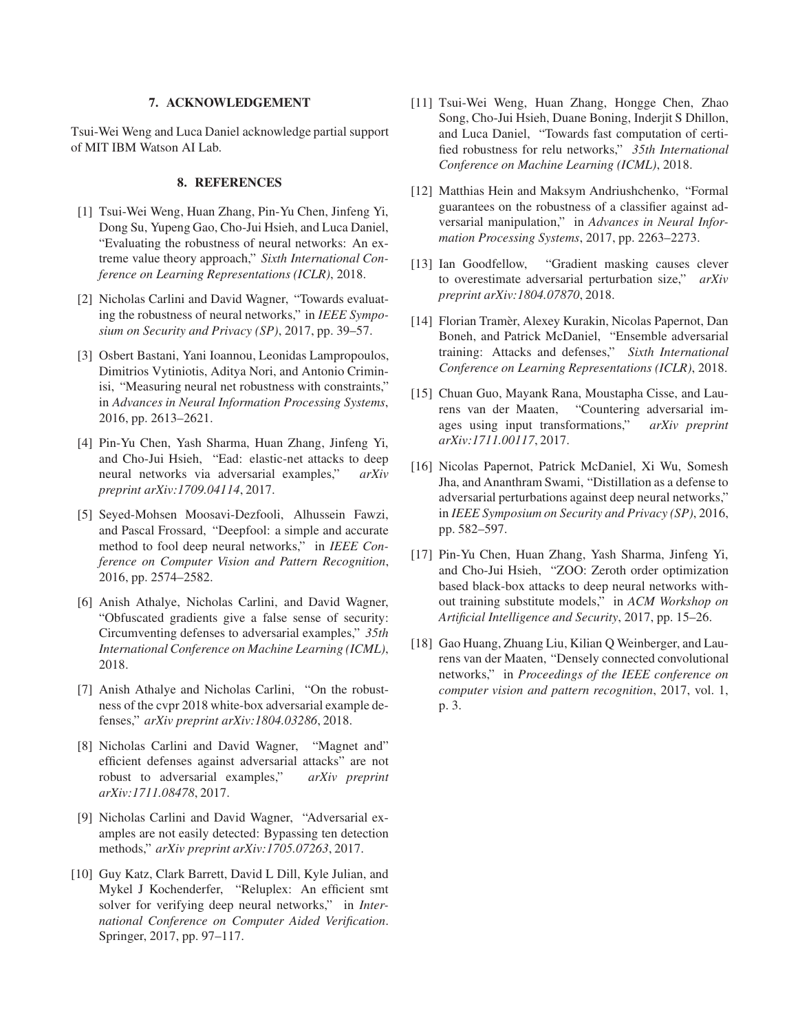## 7. ACKNOWLEDGEMENT

Tsui-Wei Weng and Luca Daniel acknowledge partial support of MIT IBM Watson AI Lab.

## 8. REFERENCES

[1] Tsui-Wei Weng, Huan Zhang, Pin-Yu Chen, Jinfeng Yi, Dong Su, Yupeng Gao, Cho-Jui Hsieh, and Luca Daniel, "Evaluating the robustness of neural networks: An extreme value theory approach," *Sixth International Conference on Learning Representations (ICLR)*, 2018.

[2] Nicholas Carlini and David Wagner, "Towards evaluating the robustness of neural networks," in *IEEE Symposium on Security and Privacy (SP)*, 2017, pp. 39–57.

[3] Osbert Bastani, Yani Ioannou, Leonidas Lampropoulos, Dimitrios Vytiniotis, Aditya Nori, and Antonio Criminisi, "Measuring neural net robustness with constraints," in *Advances in Neural Information Processing Systems*, 2016, pp. 2613–2621.

[4] Pin-Yu Chen, Yash Sharma, Huan Zhang, Jinfeng Yi, and Cho-Jui Hsieh, "Ead: elastic-net attacks to deep neural networks via adversarial examples," *arXiv preprint arXiv:1709.04114*, 2017.

[5] Seyed-Mohsen Moosavi-Dezfooli, Alhussein Fawzi, and Pascal Frossard, "Deepfool: a simple and accurate method to fool deep neural networks," in *IEEE Conference on Computer Vision and Pattern Recognition*, 2016, pp. 2574–2582.

[6] Anish Athalye, Nicholas Carlini, and David Wagner, "Obfuscated gradients give a false sense of security: Circumventing defenses to adversarial examples," *35th International Conference on Machine Learning (ICML)*, 2018.

[7] Anish Athalye and Nicholas Carlini, "On the robustness of the cvpr 2018 white-box adversarial example defenses," *arXiv preprint arXiv:1804.03286*, 2018.

[8] Nicholas Carlini and David Wagner, "Magnet and" efficient defenses against adversarial attacks" are not robust to adversarial examples," *arXiv preprint arXiv:1711.08478*, 2017.

[9] Nicholas Carlini and David Wagner, "Adversarial examples are not easily detected: Bypassing ten detection methods," *arXiv preprint arXiv:1705.07263*, 2017.

[10] Guy Katz, Clark Barrett, David L Dill, Kyle Julian, and Mykel J Kochenderfer, "Reluplex: An efficient smt solver for verifying deep neural networks," in *International Conference on Computer Aided Verification*. Springer, 2017, pp. 97–117.

[11] Tsui-Wei Weng, Huan Zhang, Hongge Chen, Zhao Song, Cho-Jui Hsieh, Duane Boning, Inderjit S Dhillon, and Luca Daniel, "Towards fast computation of certified robustness for relu networks," *35th International Conference on Machine Learning (ICML)*, 2018.

[12] Matthias Hein and Maksym Andriushchenko, "Formal guarantees on the robustness of a classifier against adversarial manipulation," in *Advances in Neural Information Processing Systems*, 2017, pp. 2263–2273.

[13] Ian Goodfellow, "Gradient masking causes clever to overestimate adversarial perturbation size," *arXiv preprint arXiv:1804.07870*, 2018.

[14] Florian Tramèr, Alexey Kurakin, Nicolas Papernot, Dan Boneh, and Patrick McDaniel, "Ensemble adversarial training: Attacks and defenses," *Sixth International Conference on Learning Representations (ICLR)*, 2018.

[15] Chuan Guo, Mayank Rana, Moustapha Cisse, and Laurens van der Maaten, "Countering adversarial images using input transformations," *arXiv preprint arXiv:1711.00117*, 2017.

[16] Nicolas Papernot, Patrick McDaniel, Xi Wu, Somesh Jha, and Ananthram Swami, "Distillation as a defense to adversarial perturbations against deep neural networks," in *IEEE Symposium on Security and Privacy (SP)*, 2016, pp. 582–597.

[17] Pin-Yu Chen, Huan Zhang, Yash Sharma, Jinfeng Yi, and Cho-Jui Hsieh, "ZOO: Zeroth order optimization based black-box attacks to deep neural networks without training substitute models," in *ACM Workshop on Artificial Intelligence and Security*, 2017, pp. 15–26.

[18] Gao Huang, Zhuang Liu, Kilian Q Weinberger, and Laurens van der Maaten, "Densely connected convolutional networks," in *Proceedings of the IEEE conference on computer vision and pattern recognition*, 2017, vol. 1, p. 3.